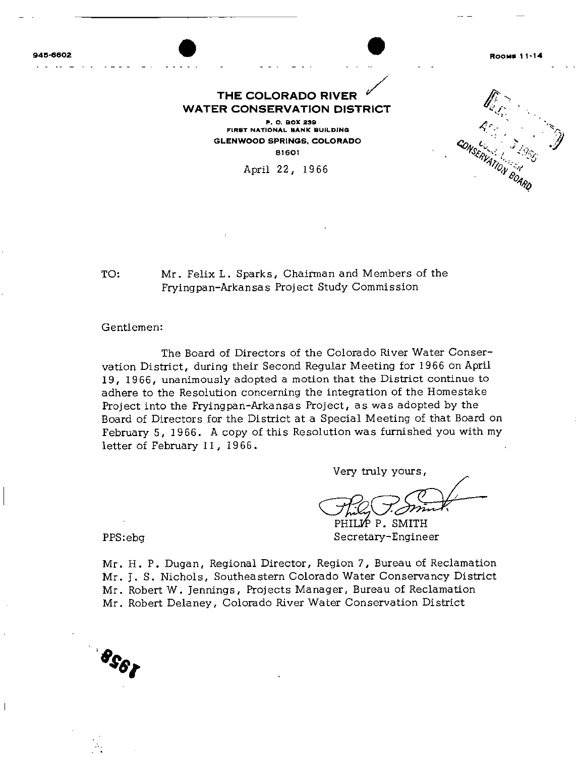945-6602

Rooms 11-14

**THE COLORADO RIVER WATER CONSERVATION DISTRICT**

P. O. BOX 239
FIRST NATIONAL BANK BUILDING
GLENWOOD SPRINGS, COLORADO
81601

April 22, 1966

TO: Mr. Felix L. Sparks, Chairman and Members of the Fryingpan-Arkansas Project Study Commission

Gentlemen:

The Board of Directors of the Colorado River Water Conservation District, during their Second Regular Meeting for 1966 on April 19, 1966, unanimously adopted a motion that the District continue to adhere to the Resolution concerning the integration of the Homestake Project into the Fryingpan-Arkansas Project, as was adopted by the Board of Directors for the District at a Special Meeting of that Board on February 5, 1966. A copy of this Resolution was furnished you with my letter of February 11, 1966.

Very truly yours,

PHILIP P. SMITH
Secretary-Engineer

PPS:ebg

Mr. H. P. Dugan, Regional Director, Region 7, Bureau of Reclamation
Mr. J. S. Nichols, Southeastern Colorado Water Conservancy District
Mr. Robert W. Jennings, Projects Manager, Bureau of Reclamation
Mr. Robert Delaney, Colorado River Water Conservation District

1958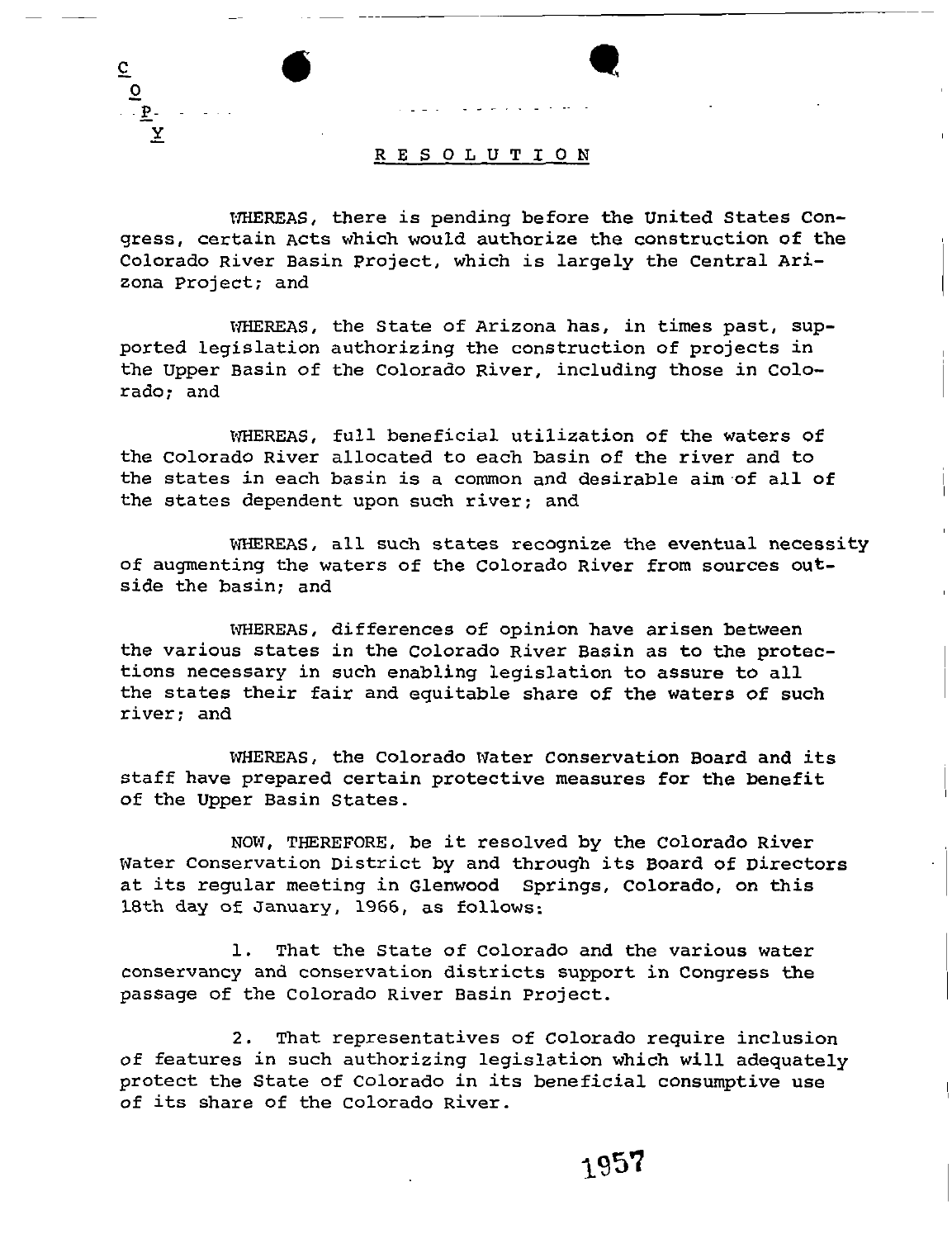C
O
P
Y

# RESOLUTION

WHEREAS, there is pending before the United States Congress, certain Acts which would authorize the construction of the Colorado River Basin Project, which is largely the Central Arizona Project; and

WHEREAS, the State of Arizona has, in times past, supported legislation authorizing the construction of projects in the Upper Basin of the Colorado River, including those in Colorado; and

WHEREAS, full beneficial utilization of the waters of the Colorado River allocated to each basin of the river and to the states in each basin is a common and desirable aim of all of the states dependent upon such river; and

WHEREAS, all such states recognize the eventual necessity of augmenting the waters of the Colorado River from sources outside the basin; and

WHEREAS, differences of opinion have arisen between the various states in the Colorado River Basin as to the protections necessary in such enabling legislation to assure to all the states their fair and equitable share of the waters of such river; and

WHEREAS, the Colorado Water Conservation Board and its staff have prepared certain protective measures for the benefit of the Upper Basin States.

NOW, THEREFORE, be it resolved by the Colorado River Water Conservation District by and through its Board of Directors at its regular meeting in Glenwood Springs, Colorado, on this 18th day of January, 1966, as follows:

1. That the State of Colorado and the various water conservancy and conservation districts support in Congress the passage of the Colorado River Basin Project.

2. That representatives of Colorado require inclusion of features in such authorizing legislation which will adequately protect the State of Colorado in its beneficial consumptive use of its share of the Colorado River.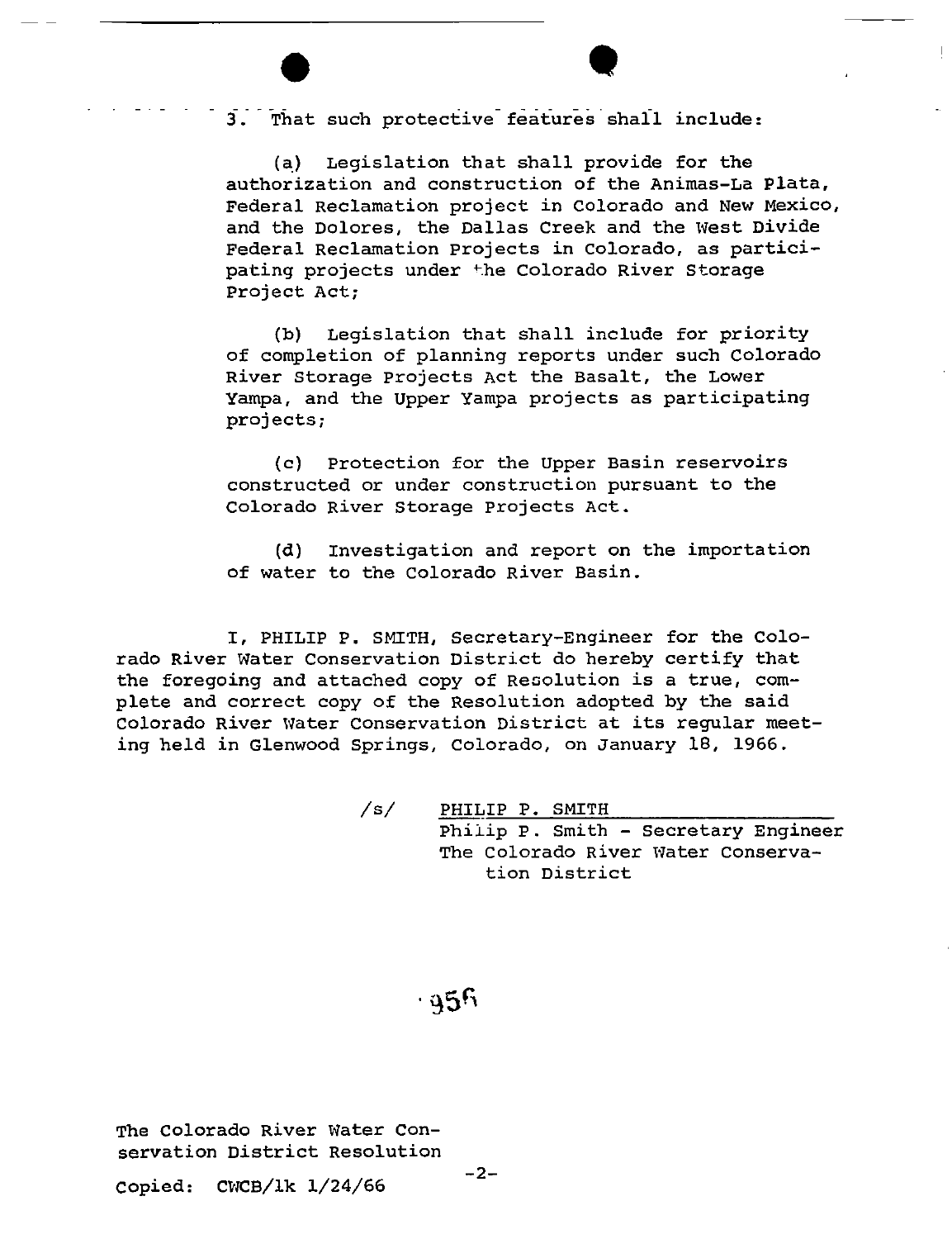3. That such protective features shall include:

(a) Legislation that shall provide for the authorization and construction of the Animas-La Plata, Federal Reclamation project in Colorado and New Mexico, and the Dolores, the Dallas Creek and the West Divide Federal Reclamation Projects in Colorado, as participating projects under the Colorado River Storage Project Act;

(b) Legislation that shall include for priority of completion of planning reports under such Colorado River Storage Projects Act the Basalt, the Lower Yampa, and the Upper Yampa projects as participating projects;

(c) Protection for the Upper Basin reservoirs constructed or under construction pursuant to the Colorado River Storage Projects Act.

(d) Investigation and report on the importation of water to the Colorado River Basin.

I, PHILIP P. SMITH, Secretary-Engineer for the Colorado River Water Conservation District do hereby certify that the foregoing and attached copy of Resolution is a true, complete and correct copy of the Resolution adopted by the said Colorado River Water Conservation District at its regular meeting held in Glenwood Springs, Colorado, on January 18, 1966.

/s/ PHILIP P. SMITH
Philip P. Smith - Secretary Engineer
The Colorado River Water Conservation District

956

The Colorado River Water Conservation District Resolution

Copied: CWCB/lk 1/24/66